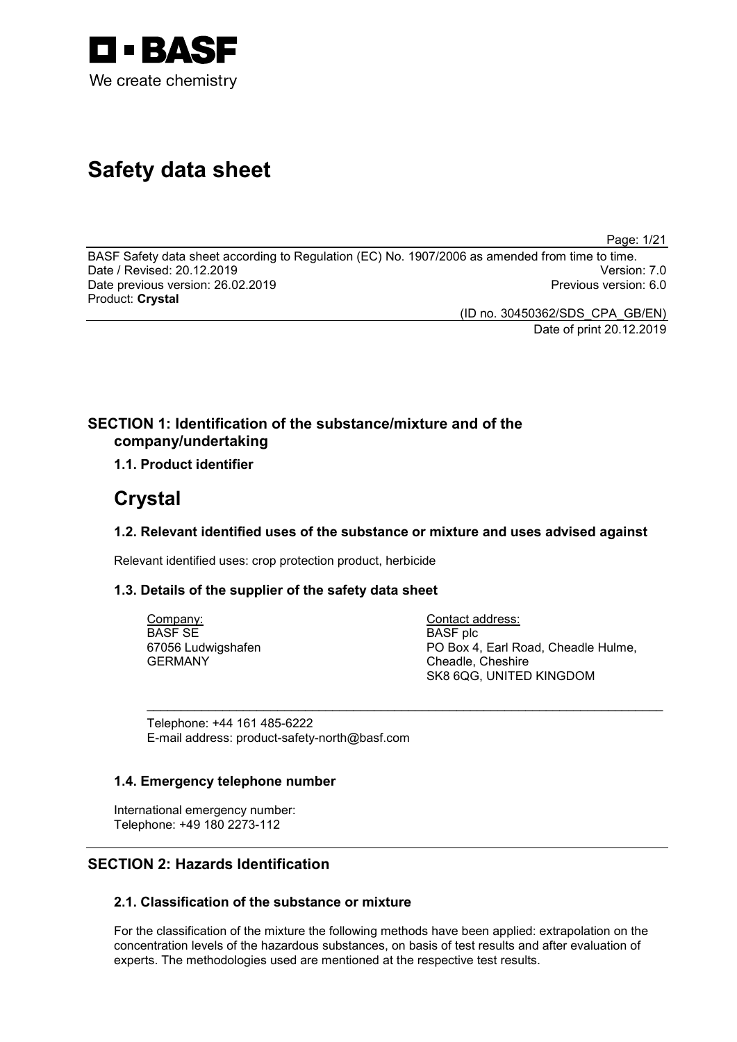BASF
We create chemistry

# Safety data sheet

BASF Safety data sheet according to Regulation (EC) No. 1907/2006 as amended from time to time.
Date / Revised: 20.12.2019 Version: 7.0
Date previous version: 26.02.2019 Previous version: 6.0
Product: **Crystal**

(ID no. 30450362/SDS_CPA_GB/EN)
Date of print 20.12.2019

## SECTION 1: Identification of the substance/mixture and of the company/undertaking

### 1.1. Product identifier

# Crystal

### 1.2. Relevant identified uses of the substance or mixture and uses advised against

Relevant identified uses: crop protection product, herbicide

### 1.3. Details of the supplier of the safety data sheet

Company:
BASF SE
67056 Ludwigshafen
GERMANY

Contact address:
BASF plc
PO Box 4, Earl Road, Cheadle Hulme,
Cheadle, Cheshire
SK8 6QG, UNITED KINGDOM

Telephone: +44 161 485-6222
E-mail address: product-safety-north@basf.com

### 1.4. Emergency telephone number

International emergency number:
Telephone: +49 180 2273-112

## SECTION 2: Hazards Identification

### 2.1. Classification of the substance or mixture

For the classification of the mixture the following methods have been applied: extrapolation on the concentration levels of the hazardous substances, on basis of test results and after evaluation of experts. The methodologies used are mentioned at the respective test results.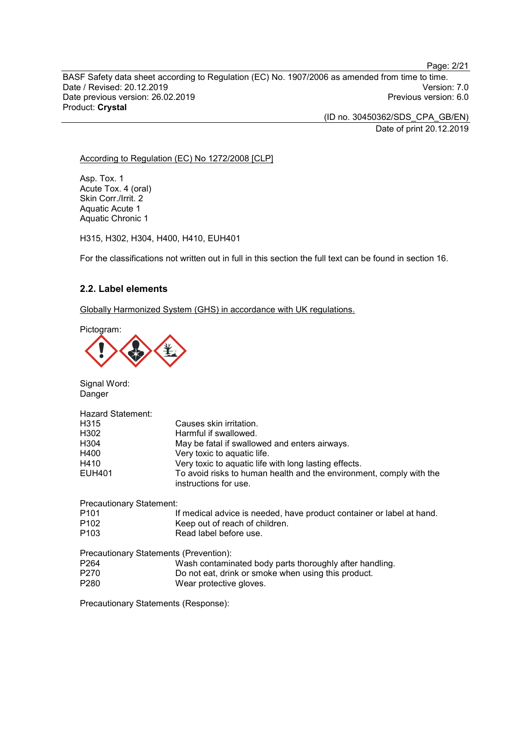According to Regulation (EC) No 1272/2008 [CLP]

Asp. Tox. 1
Acute Tox. 4 (oral)
Skin Corr./Irrit. 2
Aquatic Acute 1
Aquatic Chronic 1

H315, H302, H304, H400, H410, EUH401

For the classifications not written out in full in this section the full text can be found in section 16.

## 2.2. Label elements

Globally Harmonized System (GHS) in accordance with UK regulations.

Pictogram:

Signal Word:
Danger

Hazard Statement:

| | |
|---|---|
| H315 | Causes skin irritation. |
| H302 | Harmful if swallowed. |
| H304 | May be fatal if swallowed and enters airways. |
| H400 | Very toxic to aquatic life. |
| H410 | Very toxic to aquatic life with long lasting effects. |
| EUH401 | To avoid risks to human health and the environment, comply with the instructions for use. |

Precautionary Statement:

| | |
|---|---|
| P101 | If medical advice is needed, have product container or label at hand. |
| P102 | Keep out of reach of children. |
| P103 | Read label before use. |

Precautionary Statements (Prevention):

| | |
|---|---|
| P264 | Wash contaminated body parts thoroughly after handling. |
| P270 | Do not eat, drink or smoke when using this product. |
| P280 | Wear protective gloves. |

Precautionary Statements (Response):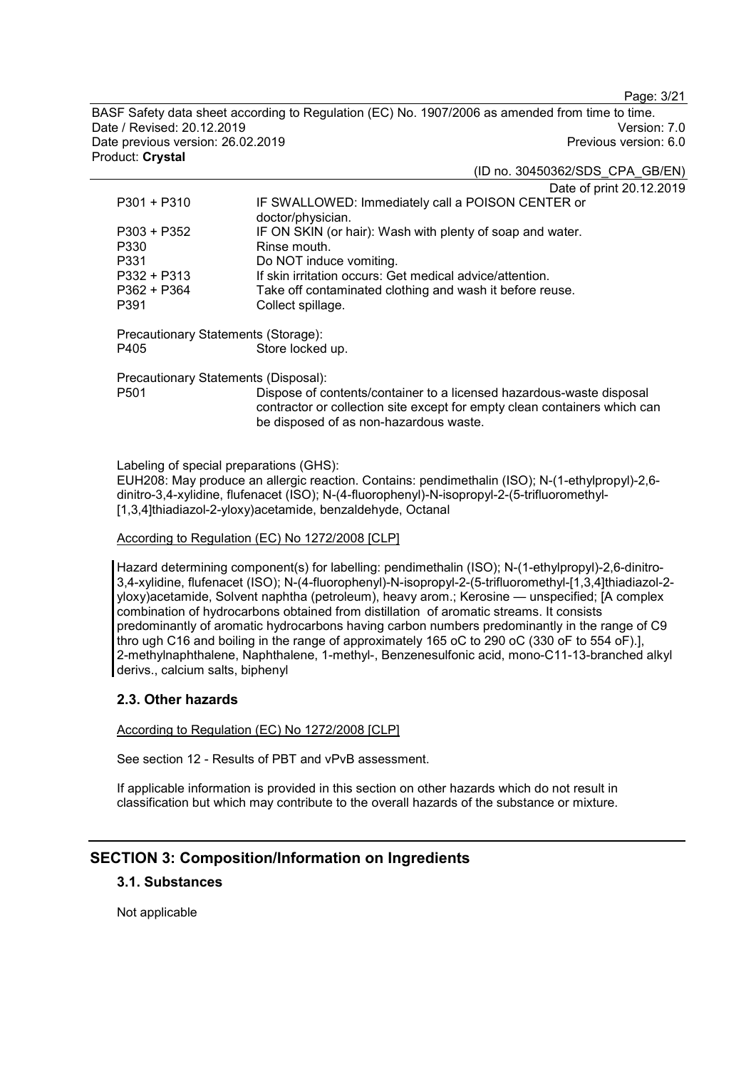Date of print 20.12.2019

| | |
|---|---|
| P301 + P310 | IF SWALLOWED: Immediately call a POISON CENTER or doctor/physician. |
| P303 + P352 | IF ON SKIN (or hair): Wash with plenty of soap and water. |
| P330 | Rinse mouth. |
| P331 | Do NOT induce vomiting. |
| P332 + P313 | If skin irritation occurs: Get medical advice/attention. |
| P362 + P364 | Take off contaminated clothing and wash it before reuse. |
| P391 | Collect spillage. |

Precautionary Statements (Storage):

| | |
|---|---|
| P405 | Store locked up. |

Precautionary Statements (Disposal):

| | |
|---|---|
| P501 | Dispose of contents/container to a licensed hazardous-waste disposal contractor or collection site except for empty clean containers which can be disposed of as non-hazardous waste. |

Labeling of special preparations (GHS):
EUH208: May produce an allergic reaction. Contains: pendimethalin (ISO); N-(1-ethylpropyl)-2,6-dinitro-3,4-xylidine, flufenacet (ISO); N-(4-fluorophenyl)-N-isopropyl-2-(5-trifluoromethyl-[1,3,4]thiadiazol-2-yloxy)acetamide, benzaldehyde, Octanal

According to Regulation (EC) No 1272/2008 [CLP]

Hazard determining component(s) for labelling: pendimethalin (ISO); N-(1-ethylpropyl)-2,6-dinitro-3,4-xylidine, flufenacet (ISO); N-(4-fluorophenyl)-N-isopropyl-2-(5-trifluoromethyl-[1,3,4]thiadiazol-2-yloxy)acetamide, Solvent naphtha (petroleum), heavy arom.; Kerosine — unspecified; [A complex combination of hydrocarbons obtained from distillation of aromatic streams. It consists predominantly of aromatic hydrocarbons having carbon numbers predominantly in the range of C9 thro ugh C16 and boiling in the range of approximately 165 oC to 290 oC (330 oF to 554 oF).], 2-methylnaphthalene, Naphthalene, 1-methyl-, Benzenesulfonic acid, mono-C11-13-branched alkyl derivs., calcium salts, biphenyl

## 2.3. Other hazards

According to Regulation (EC) No 1272/2008 [CLP]

See section 12 - Results of PBT and vPvB assessment.

If applicable information is provided in this section on other hazards which do not result in classification but which may contribute to the overall hazards of the substance or mixture.

# SECTION 3: Composition/Information on Ingredients

## 3.1. Substances

Not applicable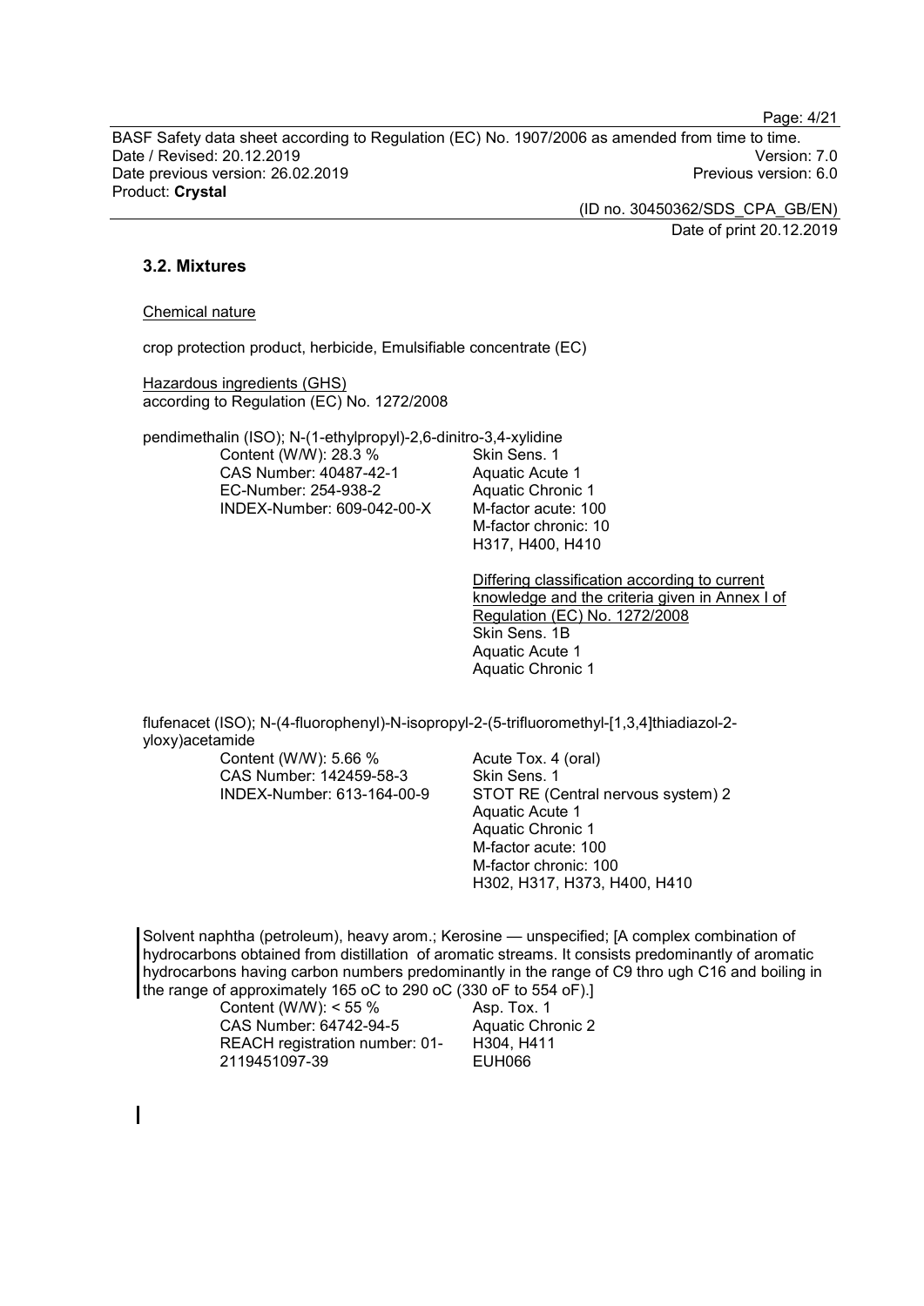### 3.2. Mixtures

Chemical nature

crop protection product, herbicide, Emulsifiable concentrate (EC)

Hazardous ingredients (GHS)
according to Regulation (EC) No. 1272/2008

pendimethalin (ISO); N-(1-ethylpropyl)-2,6-dinitro-3,4-xylidine

Content (W/W): 28.3 %
CAS Number: 40487-42-1
EC-Number: 254-938-2
INDEX-Number: 609-042-00-X

Skin Sens. 1
Aquatic Acute 1
Aquatic Chronic 1
M-factor acute: 100
M-factor chronic: 10
H317, H400, H410

Differing classification according to current knowledge and the criteria given in Annex I of Regulation (EC) No. 1272/2008
Skin Sens. 1B
Aquatic Acute 1
Aquatic Chronic 1

flufenacet (ISO); N-(4-fluorophenyl)-N-isopropyl-2-(5-trifluoromethyl-[1,3,4]thiadiazol-2-yloxy)acetamide

Content (W/W): 5.66 %
CAS Number: 142459-58-3
INDEX-Number: 613-164-00-9

Acute Tox. 4 (oral)
Skin Sens. 1
STOT RE (Central nervous system) 2
Aquatic Acute 1
Aquatic Chronic 1
M-factor acute: 100
M-factor chronic: 100
H302, H317, H373, H400, H410

Solvent naphtha (petroleum), heavy arom.; Kerosine — unspecified; [A complex combination of hydrocarbons obtained from distillation of aromatic streams. It consists predominantly of aromatic hydrocarbons having carbon numbers predominantly in the range of C9 thro ugh C16 and boiling in the range of approximately 165 oC to 290 oC (330 oF to 554 oF).]

Content (W/W): < 55 %
CAS Number: 64742-94-5
REACH registration number: 01-2119451097-39

Asp. Tox. 1
Aquatic Chronic 2
H304, H411
EUH066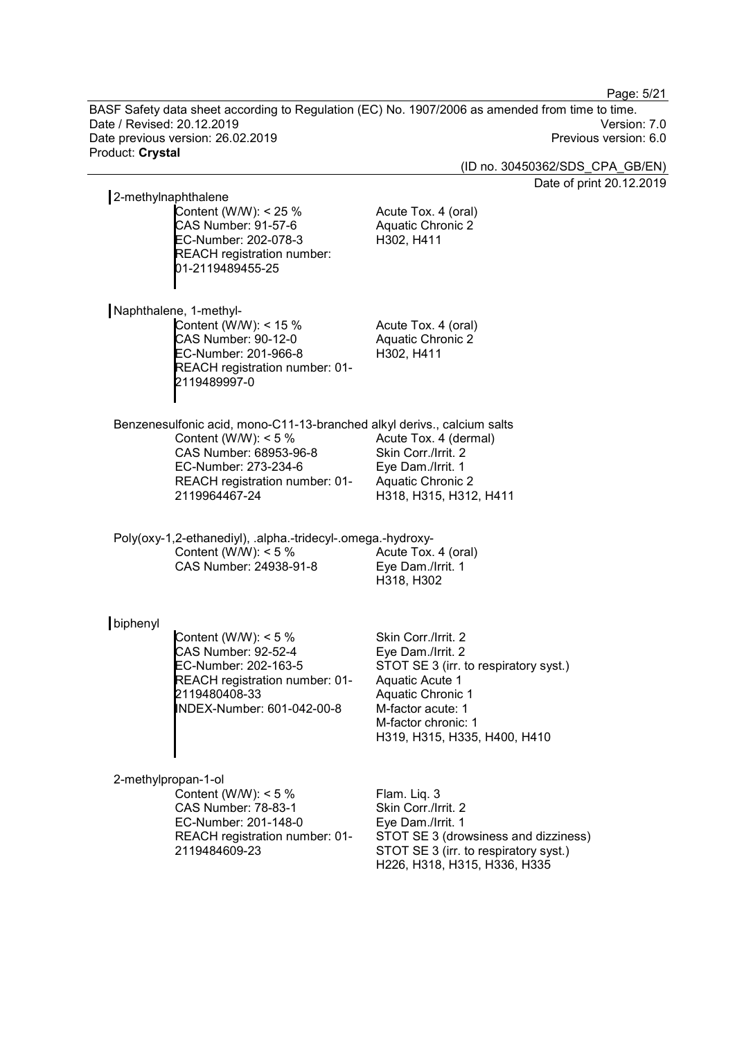**2-methylnaphthalene**

| | |
|---|---|
| Content (W/W): < 25 %<br>CAS Number: 91-57-6<br>EC-Number: 202-078-3<br>REACH registration number: 01-2119489455-25 | Acute Tox. 4 (oral)<br>Aquatic Chronic 2<br>H302, H411 |

**Naphthalene, 1-methyl-**

| | |
|---|---|
| Content (W/W): < 15 %<br>CAS Number: 90-12-0<br>EC-Number: 201-966-8<br>REACH registration number: 01-2119489997-0 | Acute Tox. 4 (oral)<br>Aquatic Chronic 2<br>H302, H411 |

**Benzenesulfonic acid, mono-C11-13-branched alkyl derivs., calcium salts**

| | |
|---|---|
| Content (W/W): < 5 %<br>CAS Number: 68953-96-8<br>EC-Number: 273-234-6<br>REACH registration number: 01-2119964467-24 | Acute Tox. 4 (dermal)<br>Skin Corr./Irrit. 2<br>Eye Dam./Irrit. 1<br>Aquatic Chronic 2<br>H318, H315, H312, H411 |

**Poly(oxy-1,2-ethanediyl), .alpha.-tridecyl-.omega.-hydroxy-**

| | |
|---|---|
| Content (W/W): < 5 %<br>CAS Number: 24938-91-8 | Acute Tox. 4 (oral)<br>Eye Dam./Irrit. 1<br>H318, H302 |

**biphenyl**

| | |
|---|---|
| Content (W/W): < 5 %<br>CAS Number: 92-52-4<br>EC-Number: 202-163-5<br>REACH registration number: 01-2119480408-33<br>INDEX-Number: 601-042-00-8 | Skin Corr./Irrit. 2<br>Eye Dam./Irrit. 2<br>STOT SE 3 (irr. to respiratory syst.)<br>Aquatic Acute 1<br>Aquatic Chronic 1<br>M-factor acute: 1<br>M-factor chronic: 1<br>H319, H315, H335, H400, H410 |

**2-methylpropan-1-ol**

| | |
|---|---|
| Content (W/W): < 5 %<br>CAS Number: 78-83-1<br>EC-Number: 201-148-0<br>REACH registration number: 01-2119484609-23 | Flam. Liq. 3<br>Skin Corr./Irrit. 2<br>Eye Dam./Irrit. 1<br>STOT SE 3 (drowsiness and dizziness)<br>STOT SE 3 (irr. to respiratory syst.)<br>H226, H318, H315, H336, H335 |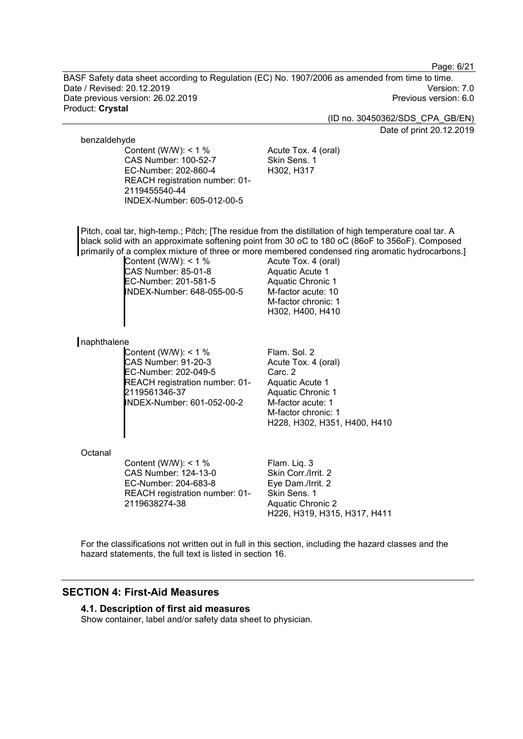benzaldehyde

| | |
|---|---|
| Content (W/W): < 1 %<br>CAS Number: 100-52-7<br>EC-Number: 202-860-4<br>REACH registration number: 01-2119455540-44<br>INDEX-Number: 605-012-00-5 | Acute Tox. 4 (oral)<br>Skin Sens. 1<br>H302, H317 |

Pitch, coal tar, high-temp.; Pitch; [The residue from the distillation of high temperature coal tar. A black solid with an approximate softening point from 30 oC to 180 oC (86oF to 356oF). Composed primarily of a complex mixture of three or more membered condensed ring aromatic hydrocarbons.]

| | |
|---|---|
| Content (W/W): < 1 %<br>CAS Number: 85-01-8<br>EC-Number: 201-581-5<br>INDEX-Number: 648-055-00-5 | Acute Tox. 4 (oral)<br>Aquatic Acute 1<br>Aquatic Chronic 1<br>M-factor acute: 10<br>M-factor chronic: 1<br>H302, H400, H410 |

naphthalene

| | |
|---|---|
| Content (W/W): < 1 %<br>CAS Number: 91-20-3<br>EC-Number: 202-049-5<br>REACH registration number: 01-2119561346-37<br>INDEX-Number: 601-052-00-2 | Flam. Sol. 2<br>Acute Tox. 4 (oral)<br>Carc. 2<br>Aquatic Acute 1<br>Aquatic Chronic 1<br>M-factor acute: 1<br>M-factor chronic: 1<br>H228, H302, H351, H400, H410 |

Octanal

| | |
|---|---|
| Content (W/W): < 1 %<br>CAS Number: 124-13-0<br>EC-Number: 204-683-8<br>REACH registration number: 01-2119638274-38 | Flam. Liq. 3<br>Skin Corr./Irrit. 2<br>Eye Dam./Irrit. 2<br>Skin Sens. 1<br>Aquatic Chronic 2<br>H226, H319, H315, H317, H411 |

For the classifications not written out in full in this section, including the hazard classes and the hazard statements, the full text is listed in section 16.

## SECTION 4: First-Aid Measures

### 4.1. Description of first aid measures

Show container, label and/or safety data sheet to physician.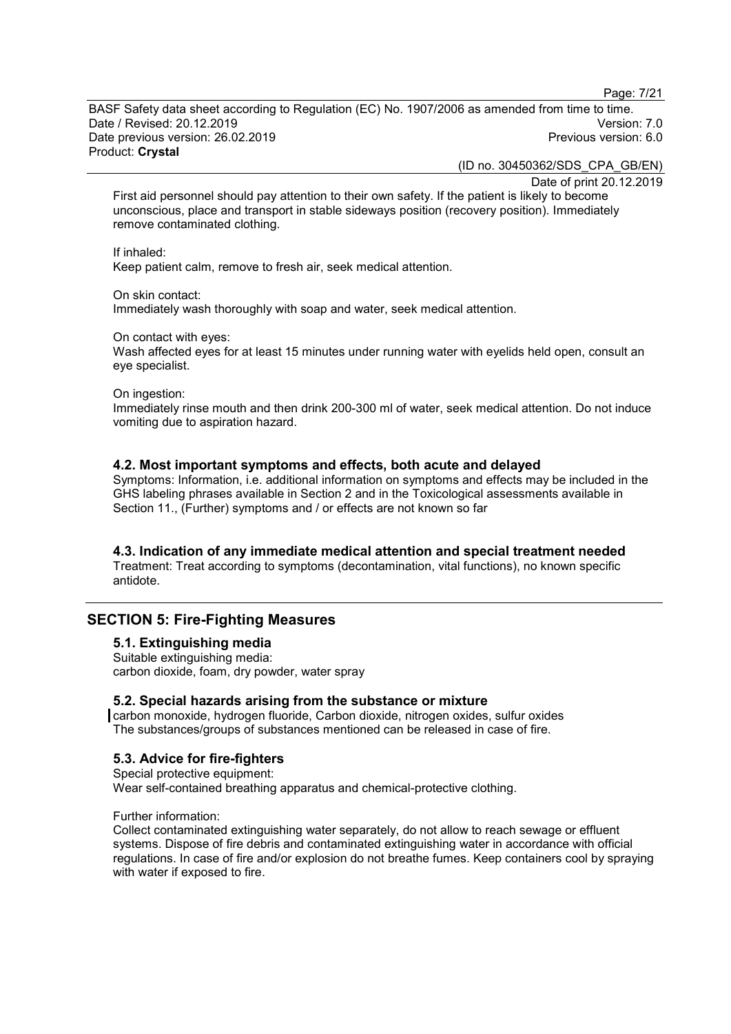First aid personnel should pay attention to their own safety. If the patient is likely to become unconscious, place and transport in stable sideways position (recovery position). Immediately remove contaminated clothing.

If inhaled:
Keep patient calm, remove to fresh air, seek medical attention.

On skin contact:
Immediately wash thoroughly with soap and water, seek medical attention.

On contact with eyes:
Wash affected eyes for at least 15 minutes under running water with eyelids held open, consult an eye specialist.

On ingestion:
Immediately rinse mouth and then drink 200-300 ml of water, seek medical attention. Do not induce vomiting due to aspiration hazard.

### 4.2. Most important symptoms and effects, both acute and delayed

Symptoms: Information, i.e. additional information on symptoms and effects may be included in the GHS labeling phrases available in Section 2 and in the Toxicological assessments available in Section 11., (Further) symptoms and / or effects are not known so far

### 4.3. Indication of any immediate medical attention and special treatment needed

Treatment: Treat according to symptoms (decontamination, vital functions), no known specific antidote.

## SECTION 5: Fire-Fighting Measures

### 5.1. Extinguishing media

Suitable extinguishing media:
carbon dioxide, foam, dry powder, water spray

### 5.2. Special hazards arising from the substance or mixture

carbon monoxide, hydrogen fluoride, Carbon dioxide, nitrogen oxides, sulfur oxides
The substances/groups of substances mentioned can be released in case of fire.

### 5.3. Advice for fire-fighters

Special protective equipment:
Wear self-contained breathing apparatus and chemical-protective clothing.

Further information:
Collect contaminated extinguishing water separately, do not allow to reach sewage or effluent systems. Dispose of fire debris and contaminated extinguishing water in accordance with official regulations. In case of fire and/or explosion do not breathe fumes. Keep containers cool by spraying with water if exposed to fire.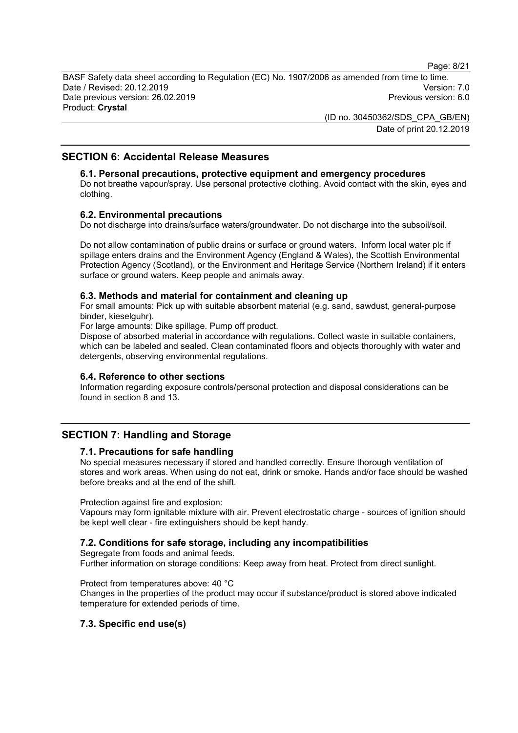## SECTION 6: Accidental Release Measures

### 6.1. Personal precautions, protective equipment and emergency procedures

Do not breathe vapour/spray. Use personal protective clothing. Avoid contact with the skin, eyes and clothing.

### 6.2. Environmental precautions

Do not discharge into drains/surface waters/groundwater. Do not discharge into the subsoil/soil.

Do not allow contamination of public drains or surface or ground waters. Inform local water plc if spillage enters drains and the Environment Agency (England & Wales), the Scottish Environmental Protection Agency (Scotland), or the Environment and Heritage Service (Northern Ireland) if it enters surface or ground waters. Keep people and animals away.

### 6.3. Methods and material for containment and cleaning up

For small amounts: Pick up with suitable absorbent material (e.g. sand, sawdust, general-purpose binder, kieselguhr).

For large amounts: Dike spillage. Pump off product.

Dispose of absorbed material in accordance with regulations. Collect waste in suitable containers, which can be labeled and sealed. Clean contaminated floors and objects thoroughly with water and detergents, observing environmental regulations.

### 6.4. Reference to other sections

Information regarding exposure controls/personal protection and disposal considerations can be found in section 8 and 13.

## SECTION 7: Handling and Storage

### 7.1. Precautions for safe handling

No special measures necessary if stored and handled correctly. Ensure thorough ventilation of stores and work areas. When using do not eat, drink or smoke. Hands and/or face should be washed before breaks and at the end of the shift.

Protection against fire and explosion:

Vapours may form ignitable mixture with air. Prevent electrostatic charge - sources of ignition should be kept well clear - fire extinguishers should be kept handy.

### 7.2. Conditions for safe storage, including any incompatibilities

Segregate from foods and animal feeds.

Further information on storage conditions: Keep away from heat. Protect from direct sunlight.

Protect from temperatures above: 40 °C

Changes in the properties of the product may occur if substance/product is stored above indicated temperature for extended periods of time.

### 7.3. Specific end use(s)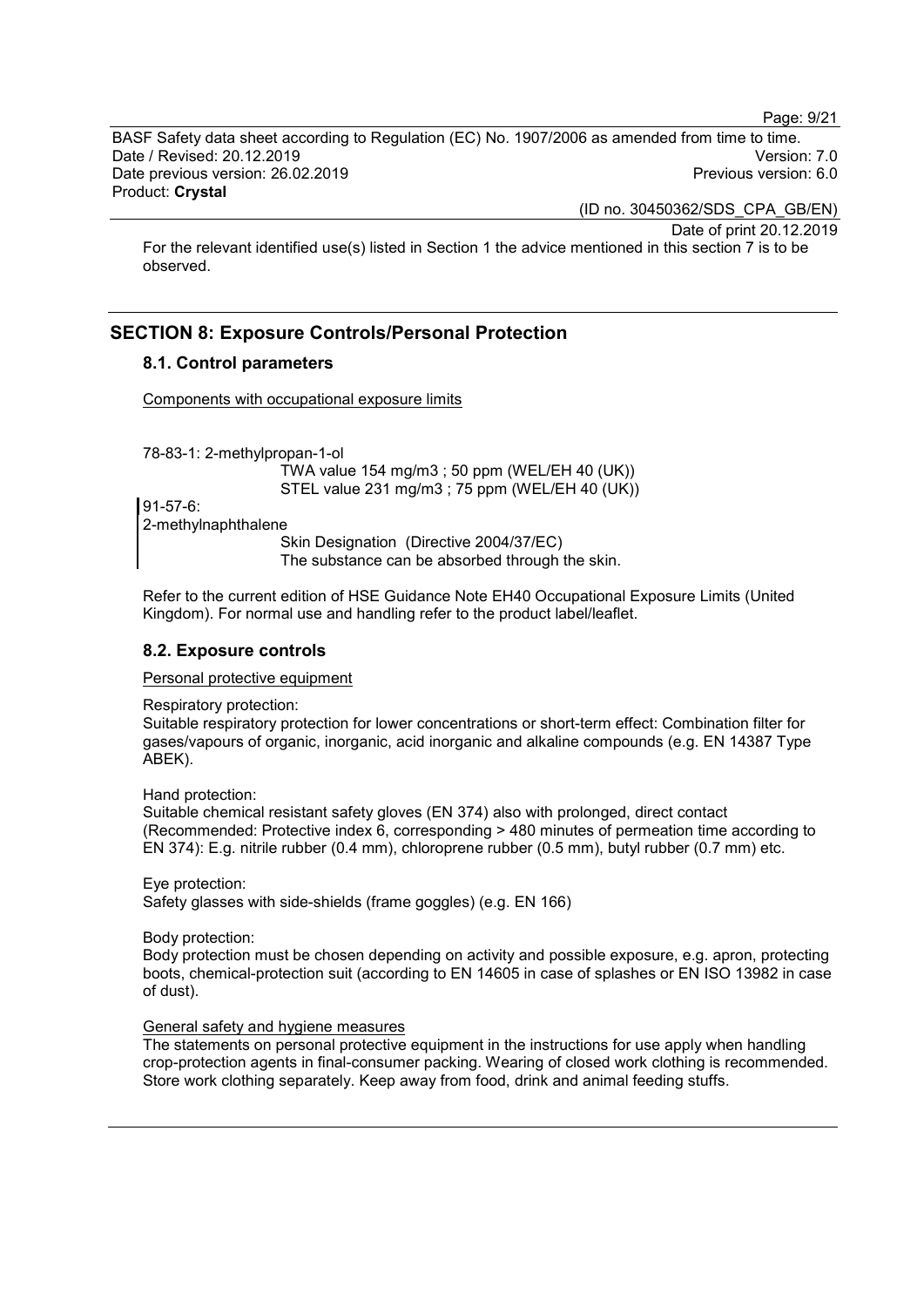For the relevant identified use(s) listed in Section 1 the advice mentioned in this section 7 is to be observed.

## SECTION 8: Exposure Controls/Personal Protection

### 8.1. Control parameters

Components with occupational exposure limits

78-83-1: 2-methylpropan-1-ol
TWA value 154 mg/m3 ; 50 ppm (WEL/EH 40 (UK))
STEL value 231 mg/m3 ; 75 ppm (WEL/EH 40 (UK))

91-57-6:
2-methylnaphthalene
Skin Designation (Directive 2004/37/EC)
The substance can be absorbed through the skin.

Refer to the current edition of HSE Guidance Note EH40 Occupational Exposure Limits (United Kingdom). For normal use and handling refer to the product label/leaflet.

### 8.2. Exposure controls

Personal protective equipment

Respiratory protection:
Suitable respiratory protection for lower concentrations or short-term effect: Combination filter for gases/vapours of organic, inorganic, acid inorganic and alkaline compounds (e.g. EN 14387 Type ABEK).

Hand protection:
Suitable chemical resistant safety gloves (EN 374) also with prolonged, direct contact (Recommended: Protective index 6, corresponding > 480 minutes of permeation time according to EN 374): E.g. nitrile rubber (0.4 mm), chloroprene rubber (0.5 mm), butyl rubber (0.7 mm) etc.

Eye protection:
Safety glasses with side-shields (frame goggles) (e.g. EN 166)

Body protection:
Body protection must be chosen depending on activity and possible exposure, e.g. apron, protecting boots, chemical-protection suit (according to EN 14605 in case of splashes or EN ISO 13982 in case of dust).

General safety and hygiene measures

The statements on personal protective equipment in the instructions for use apply when handling crop-protection agents in final-consumer packing. Wearing of closed work clothing is recommended. Store work clothing separately. Keep away from food, drink and animal feeding stuffs.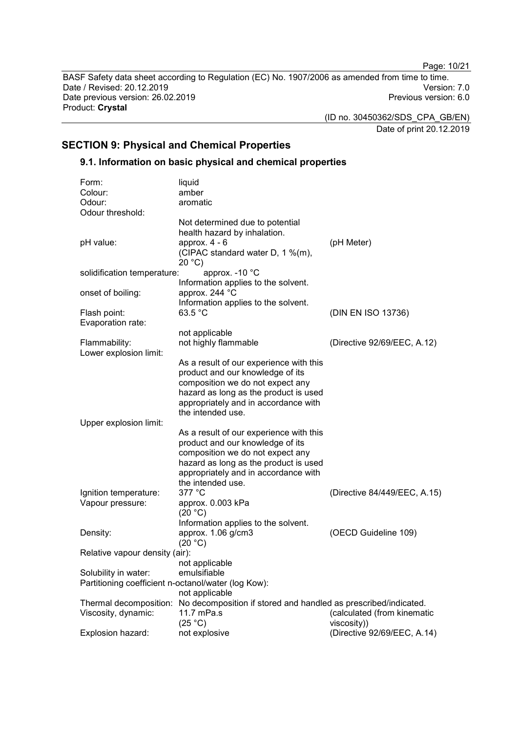## SECTION 9: Physical and Chemical Properties

### 9.1. Information on basic physical and chemical properties

| Property | Value | Method |
|---|---|---|
| Form: | liquid | |
| Colour: | amber | |
| Odour: | aromatic | |
| Odour threshold: | Not determined due to potential health hazard by inhalation. | |
| pH value: | approx. 4 - 6 (CIPAC standard water D, 1 %(m), 20 °C) | (pH Meter) |
| solidification temperature: | approx. -10 °C Information applies to the solvent. | |
| onset of boiling: | approx. 244 °C Information applies to the solvent. | |
| Flash point: | 63.5 °C | (DIN EN ISO 13736) |
| Evaporation rate: | not applicable | |
| Flammability: | not highly flammable | (Directive 92/69/EEC, A.12) |
| Lower explosion limit: | As a result of our experience with this product and our knowledge of its composition we do not expect any hazard as long as the product is used appropriately and in accordance with the intended use. | |
| Upper explosion limit: | As a result of our experience with this product and our knowledge of its composition we do not expect any hazard as long as the product is used appropriately and in accordance with the intended use. | |
| Ignition temperature: | 377 °C | (Directive 84/449/EEC, A.15) |
| Vapour pressure: | approx. 0.003 kPa (20 °C) Information applies to the solvent. | |
| Density: | approx. 1.06 g/cm3 (20 °C) | (OECD Guideline 109) |
| Relative vapour density (air): | not applicable | |
| Solubility in water: | emulsifiable | |
| Partitioning coefficient n-octanol/water (log Kow): | not applicable | |
| Thermal decomposition: | No decomposition if stored and handled as prescribed/indicated. | |
| Viscosity, dynamic: | 11.7 mPa.s (25 °C) | (calculated (from kinematic viscosity)) |
| Explosion hazard: | not explosive | (Directive 92/69/EEC, A.14) |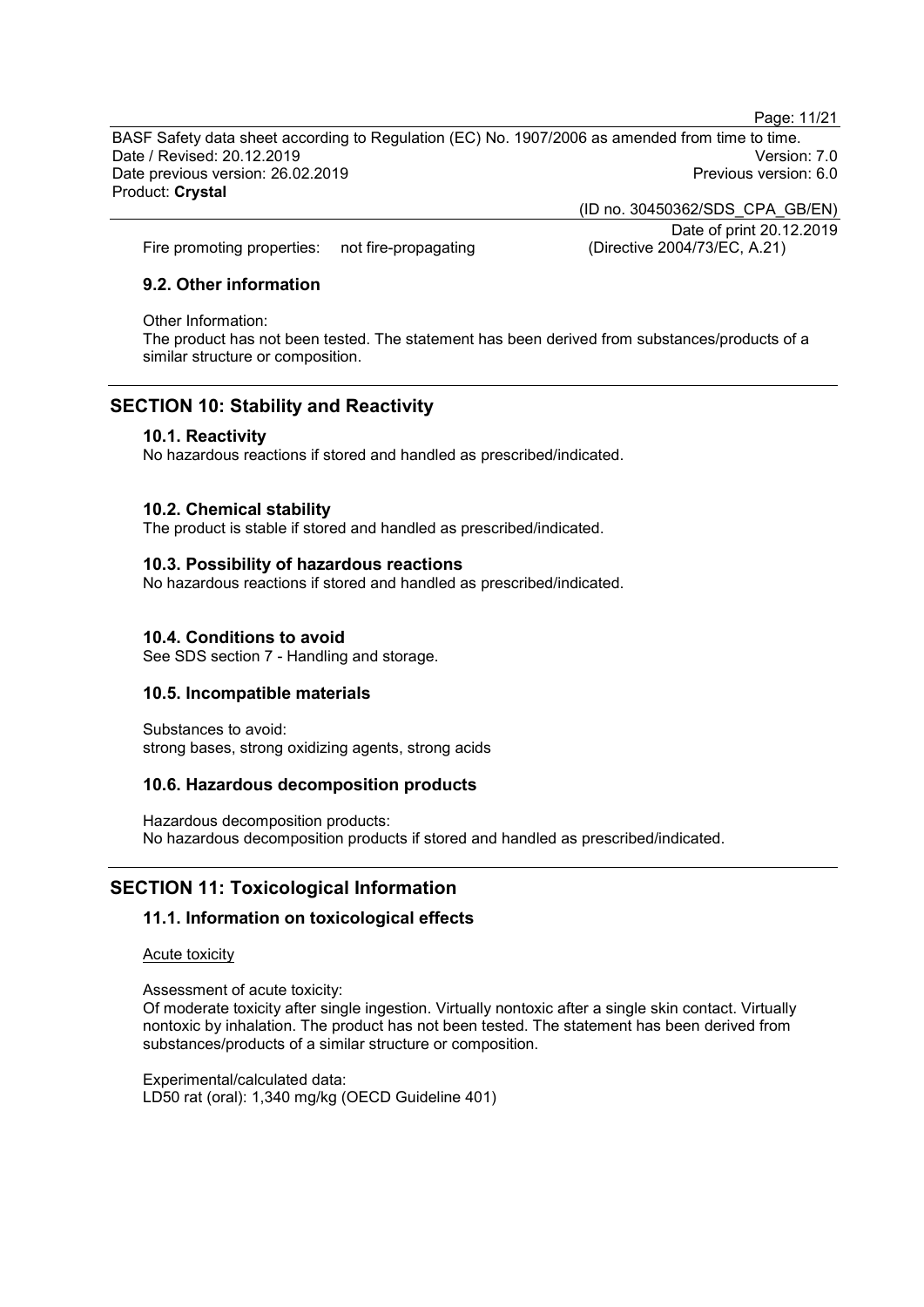Fire promoting properties: not fire-propagating (Directive 2004/73/EC, A.21)

### 9.2. Other information

Other Information:
The product has not been tested. The statement has been derived from substances/products of a similar structure or composition.

## SECTION 10: Stability and Reactivity

### 10.1. Reactivity

No hazardous reactions if stored and handled as prescribed/indicated.

### 10.2. Chemical stability

The product is stable if stored and handled as prescribed/indicated.

### 10.3. Possibility of hazardous reactions

No hazardous reactions if stored and handled as prescribed/indicated.

### 10.4. Conditions to avoid

See SDS section 7 - Handling and storage.

### 10.5. Incompatible materials

Substances to avoid:
strong bases, strong oxidizing agents, strong acids

### 10.6. Hazardous decomposition products

Hazardous decomposition products:
No hazardous decomposition products if stored and handled as prescribed/indicated.

## SECTION 11: Toxicological Information

### 11.1. Information on toxicological effects

Acute toxicity

Assessment of acute toxicity:
Of moderate toxicity after single ingestion. Virtually nontoxic after a single skin contact. Virtually nontoxic by inhalation. The product has not been tested. The statement has been derived from substances/products of a similar structure or composition.

Experimental/calculated data:
LD50 rat (oral): 1,340 mg/kg (OECD Guideline 401)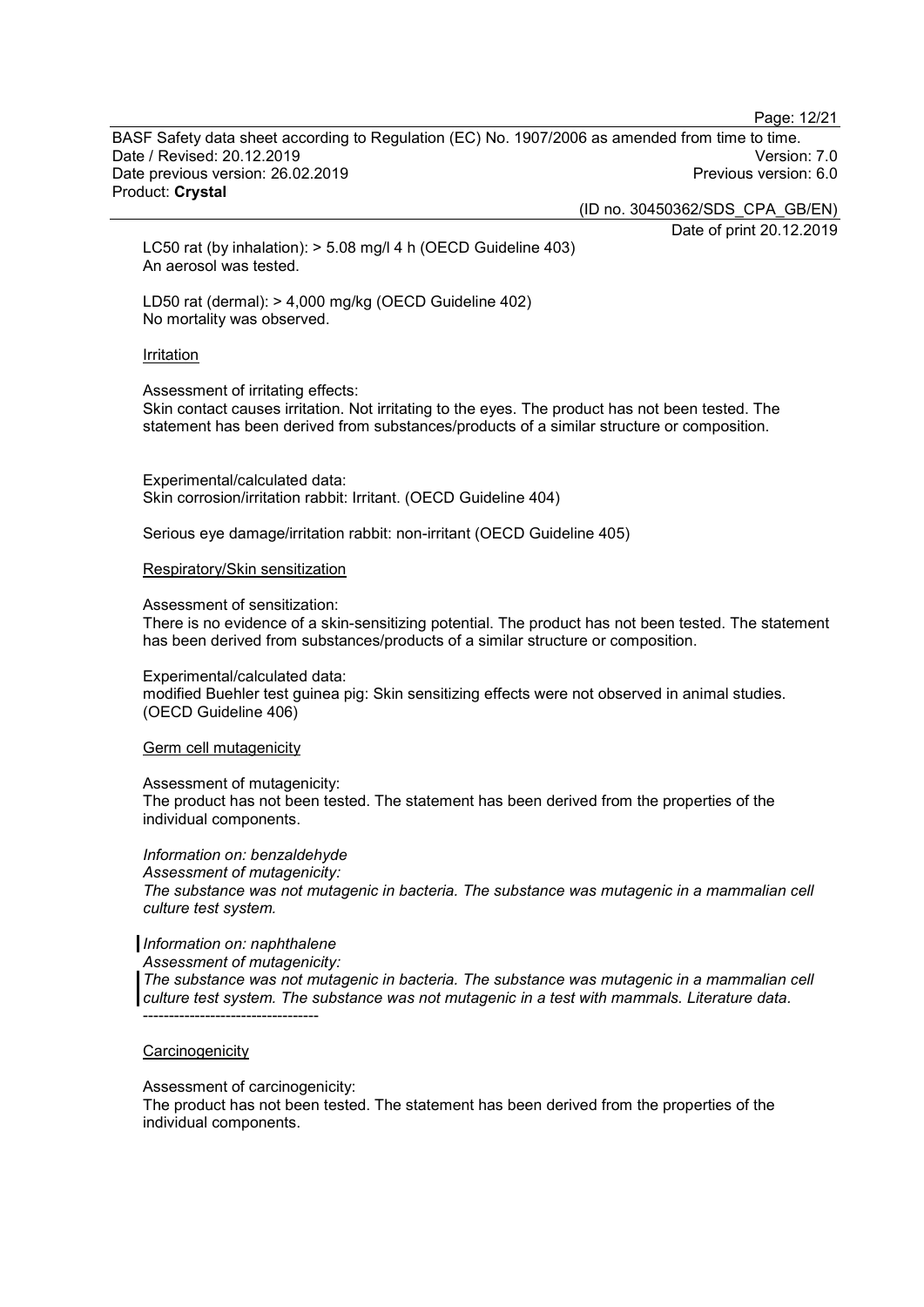LC50 rat (by inhalation): > 5.08 mg/l 4 h (OECD Guideline 403)
An aerosol was tested.

LD50 rat (dermal): > 4,000 mg/kg (OECD Guideline 402)
No mortality was observed.

Irritation

Assessment of irritating effects:
Skin contact causes irritation. Not irritating to the eyes. The product has not been tested. The statement has been derived from substances/products of a similar structure or composition.

Experimental/calculated data:
Skin corrosion/irritation rabbit: Irritant. (OECD Guideline 404)

Serious eye damage/irritation rabbit: non-irritant (OECD Guideline 405)

Respiratory/Skin sensitization

Assessment of sensitization:
There is no evidence of a skin-sensitizing potential. The product has not been tested. The statement has been derived from substances/products of a similar structure or composition.

Experimental/calculated data:
modified Buehler test guinea pig: Skin sensitizing effects were not observed in animal studies. (OECD Guideline 406)

Germ cell mutagenicity

Assessment of mutagenicity:
The product has not been tested. The statement has been derived from the properties of the individual components.

*Information on: benzaldehyde*
*Assessment of mutagenicity:*
*The substance was not mutagenic in bacteria. The substance was mutagenic in a mammalian cell culture test system.*

*Information on: naphthalene*
*Assessment of mutagenicity:*
*The substance was not mutagenic in bacteria. The substance was mutagenic in a mammalian cell culture test system. The substance was not mutagenic in a test with mammals. Literature data.*

----------------------------------

Carcinogenicity

Assessment of carcinogenicity:
The product has not been tested. The statement has been derived from the properties of the individual components.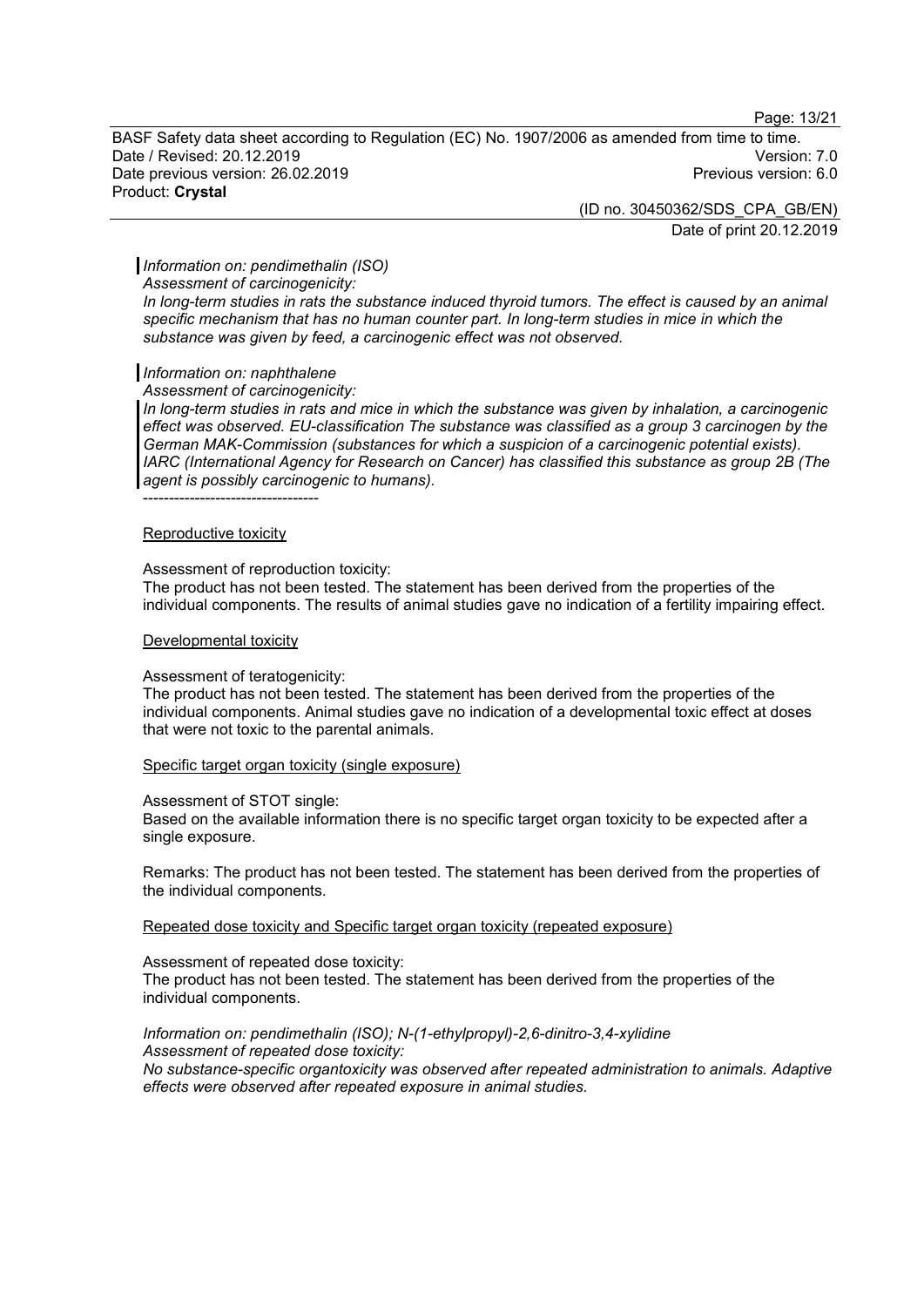*Information on: pendimethalin (ISO)*
*Assessment of carcinogenicity:*
*In long-term studies in rats the substance induced thyroid tumors. The effect is caused by an animal specific mechanism that has no human counter part. In long-term studies in mice in which the substance was given by feed, a carcinogenic effect was not observed.*

*Information on: naphthalene*
*Assessment of carcinogenicity:*
*In long-term studies in rats and mice in which the substance was given by inhalation, a carcinogenic effect was observed. EU-classification The substance was classified as a group 3 carcinogen by the German MAK-Commission (substances for which a suspicion of a carcinogenic potential exists). IARC (International Agency for Research on Cancer) has classified this substance as group 2B (The agent is possibly carcinogenic to humans).*
----------------------------------

Reproductive toxicity

Assessment of reproduction toxicity:
The product has not been tested. The statement has been derived from the properties of the individual components. The results of animal studies gave no indication of a fertility impairing effect.

Developmental toxicity

Assessment of teratogenicity:
The product has not been tested. The statement has been derived from the properties of the individual components. Animal studies gave no indication of a developmental toxic effect at doses that were not toxic to the parental animals.

Specific target organ toxicity (single exposure)

Assessment of STOT single:
Based on the available information there is no specific target organ toxicity to be expected after a single exposure.

Remarks: The product has not been tested. The statement has been derived from the properties of the individual components.

Repeated dose toxicity and Specific target organ toxicity (repeated exposure)

Assessment of repeated dose toxicity:
The product has not been tested. The statement has been derived from the properties of the individual components.

*Information on: pendimethalin (ISO); N-(1-ethylpropyl)-2,6-dinitro-3,4-xylidine*
*Assessment of repeated dose toxicity:*
*No substance-specific organtoxicity was observed after repeated administration to animals. Adaptive effects were observed after repeated exposure in animal studies.*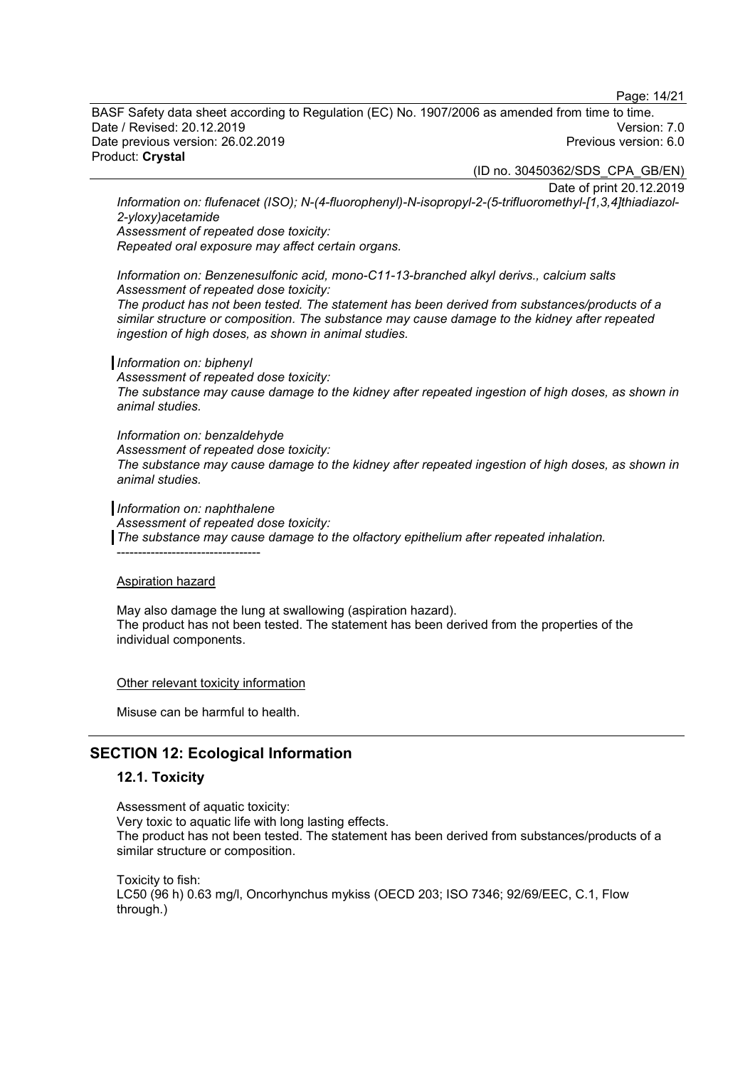*Information on: flufenacet (ISO); N-(4-fluorophenyl)-N-isopropyl-2-(5-trifluoromethyl-[1,3,4]thiadiazol-2-yloxy)acetamide*
*Assessment of repeated dose toxicity:*
*Repeated oral exposure may affect certain organs.*

*Information on: Benzenesulfonic acid, mono-C11-13-branched alkyl derivs., calcium salts*
*Assessment of repeated dose toxicity:*
*The product has not been tested. The statement has been derived from substances/products of a similar structure or composition. The substance may cause damage to the kidney after repeated ingestion of high doses, as shown in animal studies.*

*Information on: biphenyl*
*Assessment of repeated dose toxicity:*
*The substance may cause damage to the kidney after repeated ingestion of high doses, as shown in animal studies.*

*Information on: benzaldehyde*
*Assessment of repeated dose toxicity:*
*The substance may cause damage to the kidney after repeated ingestion of high doses, as shown in animal studies.*

*Information on: naphthalene*
*Assessment of repeated dose toxicity:*
*The substance may cause damage to the olfactory epithelium after repeated inhalation.*
----------------------------------

Aspiration hazard

May also damage the lung at swallowing (aspiration hazard).
The product has not been tested. The statement has been derived from the properties of the individual components.

Other relevant toxicity information

Misuse can be harmful to health.

## SECTION 12: Ecological Information

### 12.1. Toxicity

Assessment of aquatic toxicity:
Very toxic to aquatic life with long lasting effects.
The product has not been tested. The statement has been derived from substances/products of a similar structure or composition.

Toxicity to fish:
LC50 (96 h) 0.63 mg/l, Oncorhynchus mykiss (OECD 203; ISO 7346; 92/69/EEC, C.1, Flow through.)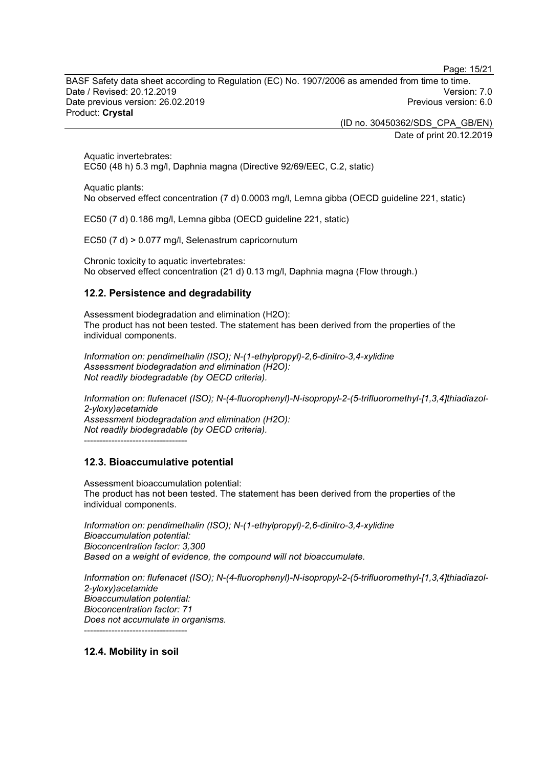Aquatic invertebrates:
EC50 (48 h) 5.3 mg/l, Daphnia magna (Directive 92/69/EEC, C.2, static)

Aquatic plants:
No observed effect concentration (7 d) 0.0003 mg/l, Lemna gibba (OECD guideline 221, static)

EC50 (7 d) 0.186 mg/l, Lemna gibba (OECD guideline 221, static)

EC50 (7 d) > 0.077 mg/l, Selenastrum capricornutum

Chronic toxicity to aquatic invertebrates:
No observed effect concentration (21 d) 0.13 mg/l, Daphnia magna (Flow through.)

### 12.2. Persistence and degradability

Assessment biodegradation and elimination (H2O):
The product has not been tested. The statement has been derived from the properties of the individual components.

*Information on: pendimethalin (ISO); N-(1-ethylpropyl)-2,6-dinitro-3,4-xylidine*
*Assessment biodegradation and elimination (H2O):*
*Not readily biodegradable (by OECD criteria).*

*Information on: flufenacet (ISO); N-(4-fluorophenyl)-N-isopropyl-2-(5-trifluoromethyl-[1,3,4]thiadiazol-2-yloxy)acetamide*
*Assessment biodegradation and elimination (H2O):*
*Not readily biodegradable (by OECD criteria).*

----------------------------------

### 12.3. Bioaccumulative potential

Assessment bioaccumulation potential:
The product has not been tested. The statement has been derived from the properties of the individual components.

*Information on: pendimethalin (ISO); N-(1-ethylpropyl)-2,6-dinitro-3,4-xylidine*
*Bioaccumulation potential:*
*Bioconcentration factor: 3,300*
*Based on a weight of evidence, the compound will not bioaccumulate.*

*Information on: flufenacet (ISO); N-(4-fluorophenyl)-N-isopropyl-2-(5-trifluoromethyl-[1,3,4]thiadiazol-2-yloxy)acetamide*
*Bioaccumulation potential:*
*Bioconcentration factor: 71*
*Does not accumulate in organisms.*

----------------------------------

### 12.4. Mobility in soil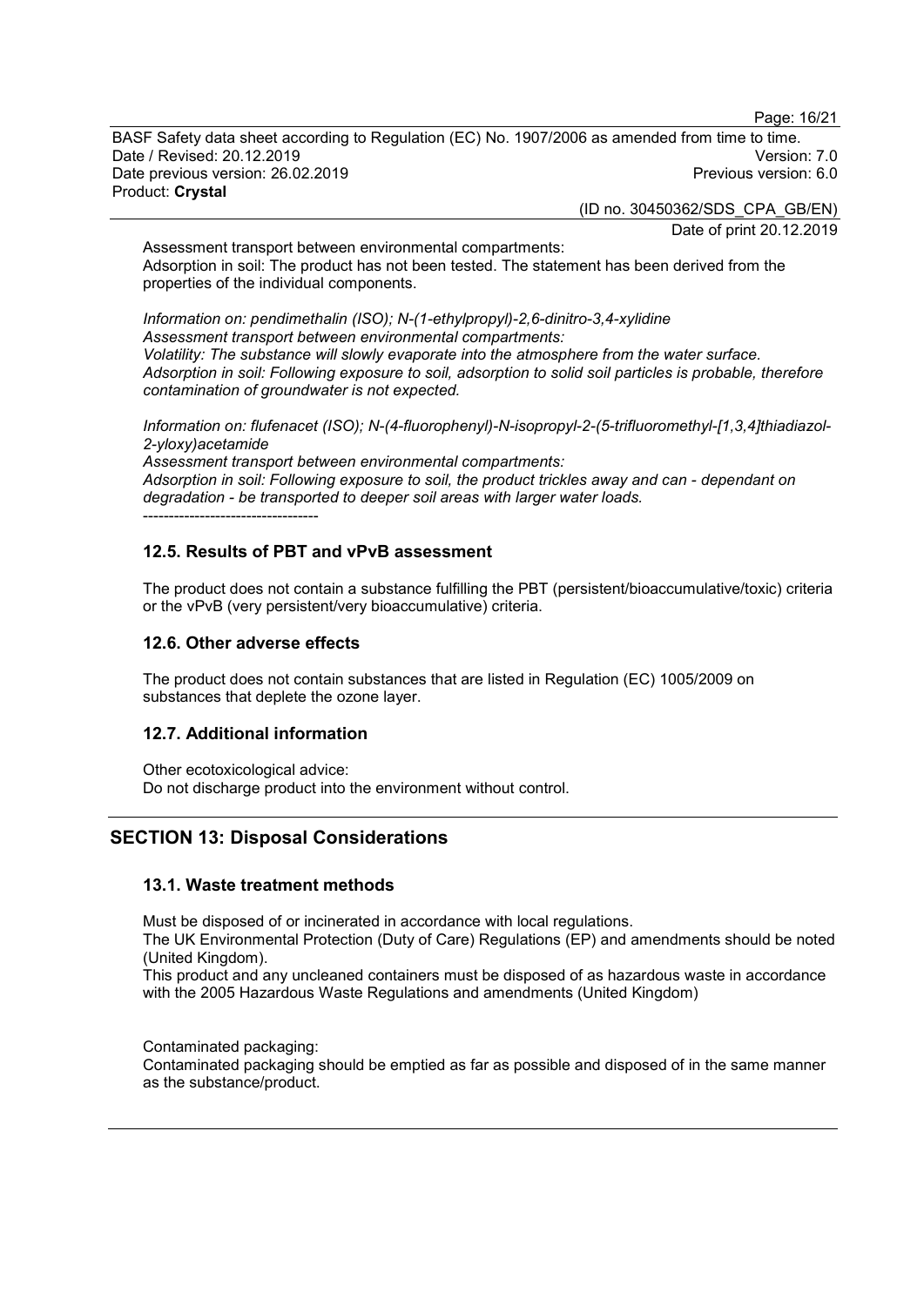Assessment transport between environmental compartments:
Adsorption in soil: The product has not been tested. The statement has been derived from the properties of the individual components.

*Information on: pendimethalin (ISO); N-(1-ethylpropyl)-2,6-dinitro-3,4-xylidine*
*Assessment transport between environmental compartments:*
*Volatility: The substance will slowly evaporate into the atmosphere from the water surface.*
*Adsorption in soil: Following exposure to soil, adsorption to solid soil particles is probable, therefore contamination of groundwater is not expected.*

*Information on: flufenacet (ISO); N-(4-fluorophenyl)-N-isopropyl-2-(5-trifluoromethyl-[1,3,4]thiadiazol-2-yloxy)acetamide*
*Assessment transport between environmental compartments:*
*Adsorption in soil: Following exposure to soil, the product trickles away and can - dependant on degradation - be transported to deeper soil areas with larger water loads.*
----------------------------------

### 12.5. Results of PBT and vPvB assessment

The product does not contain a substance fulfilling the PBT (persistent/bioaccumulative/toxic) criteria or the vPvB (very persistent/very bioaccumulative) criteria.

### 12.6. Other adverse effects

The product does not contain substances that are listed in Regulation (EC) 1005/2009 on substances that deplete the ozone layer.

### 12.7. Additional information

Other ecotoxicological advice:
Do not discharge product into the environment without control.

## SECTION 13: Disposal Considerations

### 13.1. Waste treatment methods

Must be disposed of or incinerated in accordance with local regulations.
The UK Environmental Protection (Duty of Care) Regulations (EP) and amendments should be noted (United Kingdom).
This product and any uncleaned containers must be disposed of as hazardous waste in accordance with the 2005 Hazardous Waste Regulations and amendments (United Kingdom)

Contaminated packaging:
Contaminated packaging should be emptied as far as possible and disposed of in the same manner as the substance/product.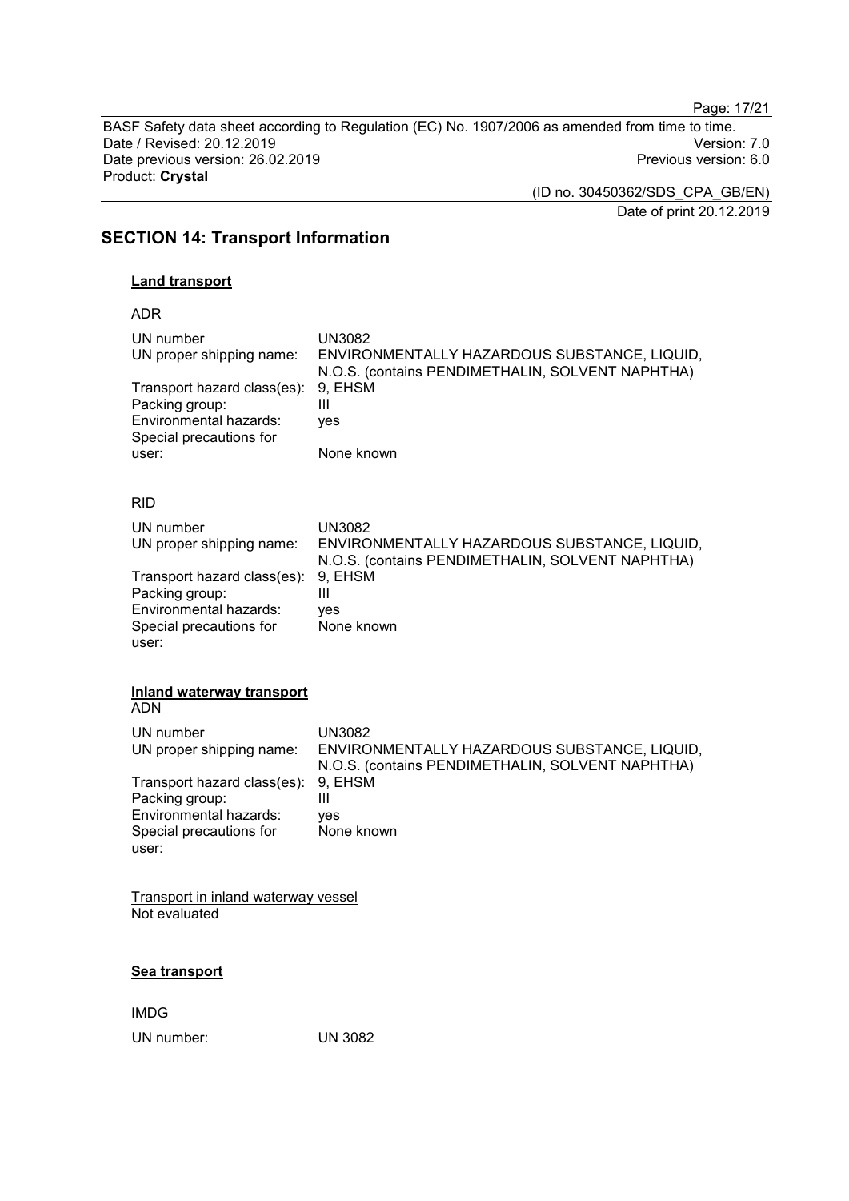## SECTION 14: Transport Information

**Land transport**

ADR

| | |
|---|---|
| UN number | UN3082 |
| UN proper shipping name: | ENVIRONMENTALLY HAZARDOUS SUBSTANCE, LIQUID, N.O.S. (contains PENDIMETHALIN, SOLVENT NAPHTHA) |
| Transport hazard class(es): | 9, EHSM |
| Packing group: | III |
| Environmental hazards: | yes |
| Special precautions for user: | None known |

RID

| | |
|---|---|
| UN number | UN3082 |
| UN proper shipping name: | ENVIRONMENTALLY HAZARDOUS SUBSTANCE, LIQUID, N.O.S. (contains PENDIMETHALIN, SOLVENT NAPHTHA) |
| Transport hazard class(es): | 9, EHSM |
| Packing group: | III |
| Environmental hazards: | yes |
| Special precautions for user: | None known |

**Inland waterway transport**

ADN

| | |
|---|---|
| UN number | UN3082 |
| UN proper shipping name: | ENVIRONMENTALLY HAZARDOUS SUBSTANCE, LIQUID, N.O.S. (contains PENDIMETHALIN, SOLVENT NAPHTHA) |
| Transport hazard class(es): | 9, EHSM |
| Packing group: | III |
| Environmental hazards: | yes |
| Special precautions for user: | None known |

Transport in inland waterway vessel
Not evaluated

**Sea transport**

IMDG

| | |
|---|---|
| UN number: | UN 3082 |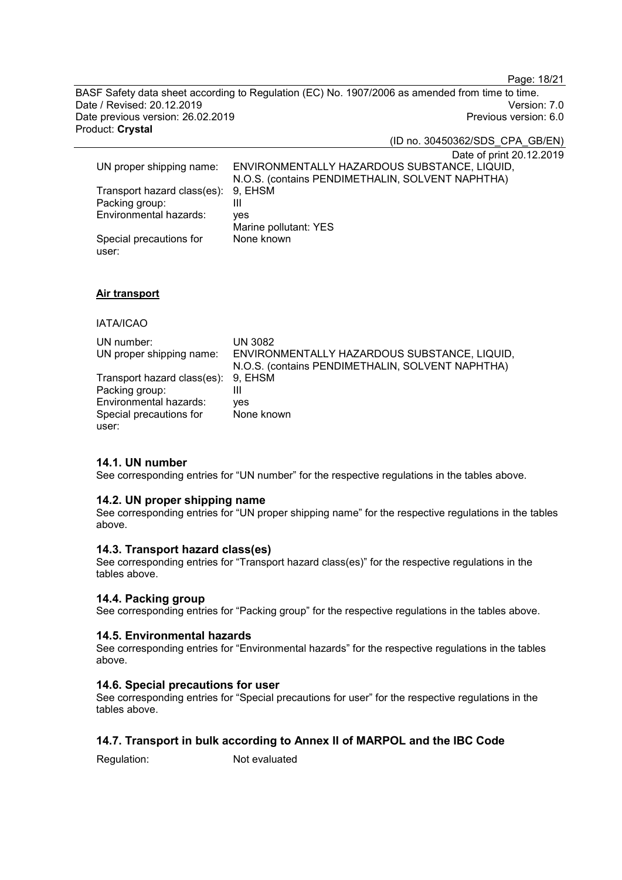| | |
|---|---|
| UN proper shipping name: | ENVIRONMENTALLY HAZARDOUS SUBSTANCE, LIQUID, N.O.S. (contains PENDIMETHALIN, SOLVENT NAPHTHA) |
| Transport hazard class(es): | 9, EHSM |
| Packing group: | III |
| Environmental hazards: | yes<br>Marine pollutant: YES |
| Special precautions for user: | None known |

**Air transport**

IATA/ICAO

| | |
|---|---|
| UN number: | UN 3082 |
| UN proper shipping name: | ENVIRONMENTALLY HAZARDOUS SUBSTANCE, LIQUID, N.O.S. (contains PENDIMETHALIN, SOLVENT NAPHTHA) |
| Transport hazard class(es): | 9, EHSM |
| Packing group: | III |
| Environmental hazards: | yes |
| Special precautions for user: | None known |

### 14.1. UN number

See corresponding entries for "UN number" for the respective regulations in the tables above.

### 14.2. UN proper shipping name

See corresponding entries for "UN proper shipping name" for the respective regulations in the tables above.

### 14.3. Transport hazard class(es)

See corresponding entries for "Transport hazard class(es)" for the respective regulations in the tables above.

### 14.4. Packing group

See corresponding entries for "Packing group" for the respective regulations in the tables above.

### 14.5. Environmental hazards

See corresponding entries for "Environmental hazards" for the respective regulations in the tables above.

### 14.6. Special precautions for user

See corresponding entries for "Special precautions for user" for the respective regulations in the tables above.

### 14.7. Transport in bulk according to Annex II of MARPOL and the IBC Code

Regulation: Not evaluated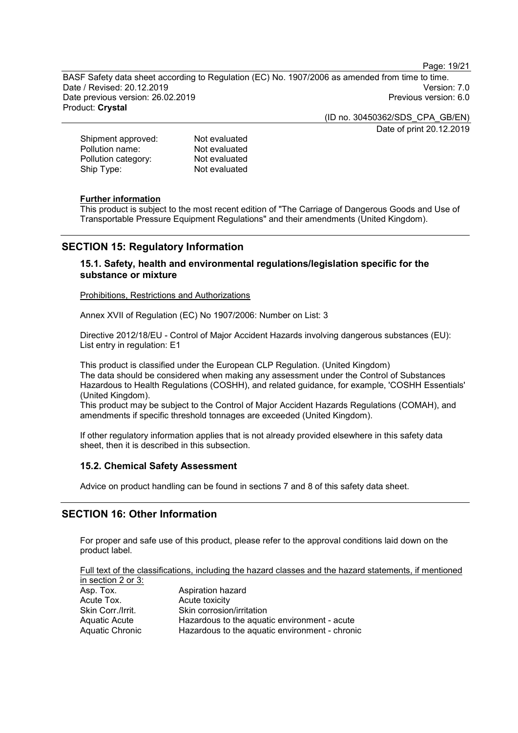| | |
|---|---|
| Shipment approved: | Not evaluated |
| Pollution name: | Not evaluated |
| Pollution category: | Not evaluated |
| Ship Type: | Not evaluated |

**Further information**

This product is subject to the most recent edition of "The Carriage of Dangerous Goods and Use of Transportable Pressure Equipment Regulations" and their amendments (United Kingdom).

## SECTION 15: Regulatory Information

### 15.1. Safety, health and environmental regulations/legislation specific for the substance or mixture

Prohibitions, Restrictions and Authorizations

Annex XVII of Regulation (EC) No 1907/2006: Number on List: 3

Directive 2012/18/EU - Control of Major Accident Hazards involving dangerous substances (EU): List entry in regulation: E1

This product is classified under the European CLP Regulation. (United Kingdom)
The data should be considered when making any assessment under the Control of Substances Hazardous to Health Regulations (COSHH), and related guidance, for example, 'COSHH Essentials' (United Kingdom).
This product may be subject to the Control of Major Accident Hazards Regulations (COMAH), and amendments if specific threshold tonnages are exceeded (United Kingdom).

If other regulatory information applies that is not already provided elsewhere in this safety data sheet, then it is described in this subsection.

### 15.2. Chemical Safety Assessment

Advice on product handling can be found in sections 7 and 8 of this safety data sheet.

## SECTION 16: Other Information

For proper and safe use of this product, please refer to the approval conditions laid down on the product label.

Full text of the classifications, including the hazard classes and the hazard statements, if mentioned in section 2 or 3:

| | |
|---|---|
| Asp. Tox. | Aspiration hazard |
| Acute Tox. | Acute toxicity |
| Skin Corr./Irrit. | Skin corrosion/irritation |
| Aquatic Acute | Hazardous to the aquatic environment - acute |
| Aquatic Chronic | Hazardous to the aquatic environment - chronic |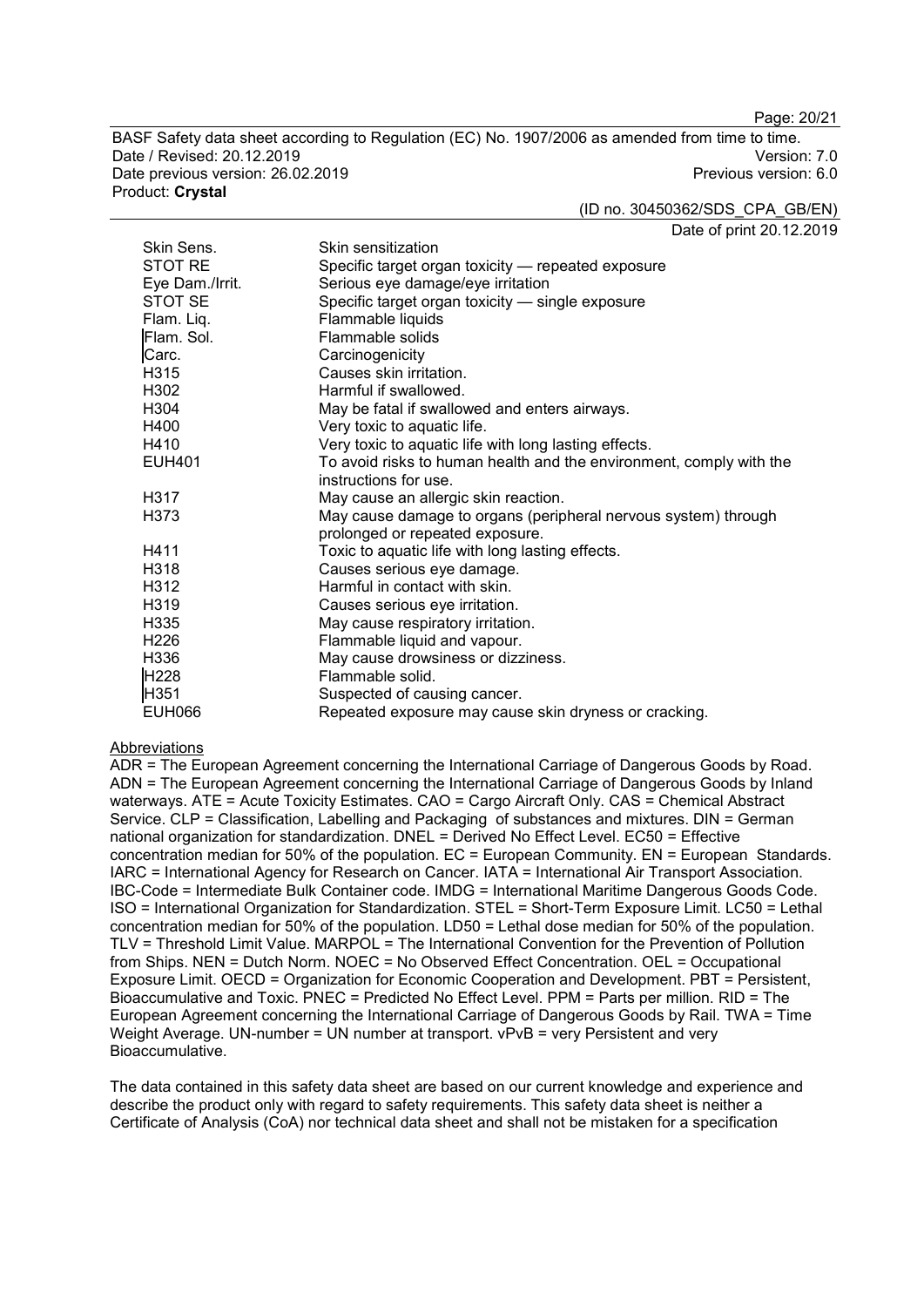| | |
|---|---|
| Skin Sens. | Skin sensitization |
| STOT RE | Specific target organ toxicity — repeated exposure |
| Eye Dam./Irrit. | Serious eye damage/eye irritation |
| STOT SE | Specific target organ toxicity — single exposure |
| Flam. Liq. | Flammable liquids |
| Flam. Sol. | Flammable solids |
| Carc. | Carcinogenicity |
| H315 | Causes skin irritation. |
| H302 | Harmful if swallowed. |
| H304 | May be fatal if swallowed and enters airways. |
| H400 | Very toxic to aquatic life. |
| H410 | Very toxic to aquatic life with long lasting effects. |
| EUH401 | To avoid risks to human health and the environment, comply with the instructions for use. |
| H317 | May cause an allergic skin reaction. |
| H373 | May cause damage to organs (peripheral nervous system) through prolonged or repeated exposure. |
| H411 | Toxic to aquatic life with long lasting effects. |
| H318 | Causes serious eye damage. |
| H312 | Harmful in contact with skin. |
| H319 | Causes serious eye irritation. |
| H335 | May cause respiratory irritation. |
| H226 | Flammable liquid and vapour. |
| H336 | May cause drowsiness or dizziness. |
| H228 | Flammable solid. |
| H351 | Suspected of causing cancer. |
| EUH066 | Repeated exposure may cause skin dryness or cracking. |

Abbreviations

ADR = The European Agreement concerning the International Carriage of Dangerous Goods by Road. ADN = The European Agreement concerning the International Carriage of Dangerous Goods by Inland waterways. ATE = Acute Toxicity Estimates. CAO = Cargo Aircraft Only. CAS = Chemical Abstract Service. CLP = Classification, Labelling and Packaging of substances and mixtures. DIN = German national organization for standardization. DNEL = Derived No Effect Level. EC50 = Effective concentration median for 50% of the population. EC = European Community. EN = European Standards. IARC = International Agency for Research on Cancer. IATA = International Air Transport Association. IBC-Code = Intermediate Bulk Container code. IMDG = International Maritime Dangerous Goods Code. ISO = International Organization for Standardization. STEL = Short-Term Exposure Limit. LC50 = Lethal concentration median for 50% of the population. LD50 = Lethal dose median for 50% of the population. TLV = Threshold Limit Value. MARPOL = The International Convention for the Prevention of Pollution from Ships. NEN = Dutch Norm. NOEC = No Observed Effect Concentration. OEL = Occupational Exposure Limit. OECD = Organization for Economic Cooperation and Development. PBT = Persistent, Bioaccumulative and Toxic. PNEC = Predicted No Effect Level. PPM = Parts per million. RID = The European Agreement concerning the International Carriage of Dangerous Goods by Rail. TWA = Time Weight Average. UN-number = UN number at transport. vPvB = very Persistent and very Bioaccumulative.

The data contained in this safety data sheet are based on our current knowledge and experience and describe the product only with regard to safety requirements. This safety data sheet is neither a Certificate of Analysis (CoA) nor technical data sheet and shall not be mistaken for a specification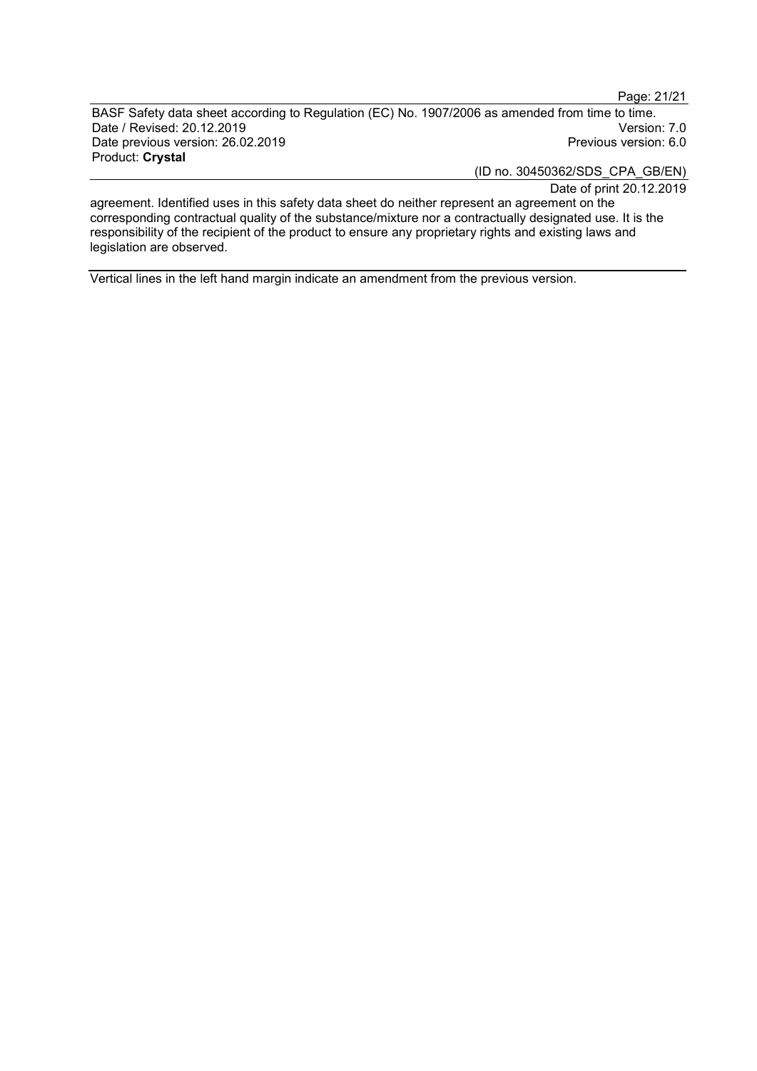agreement. Identified uses in this safety data sheet do neither represent an agreement on the corresponding contractual quality of the substance/mixture nor a contractually designated use. It is the responsibility of the recipient of the product to ensure any proprietary rights and existing laws and legislation are observed.

---

Vertical lines in the left hand margin indicate an amendment from the previous version.